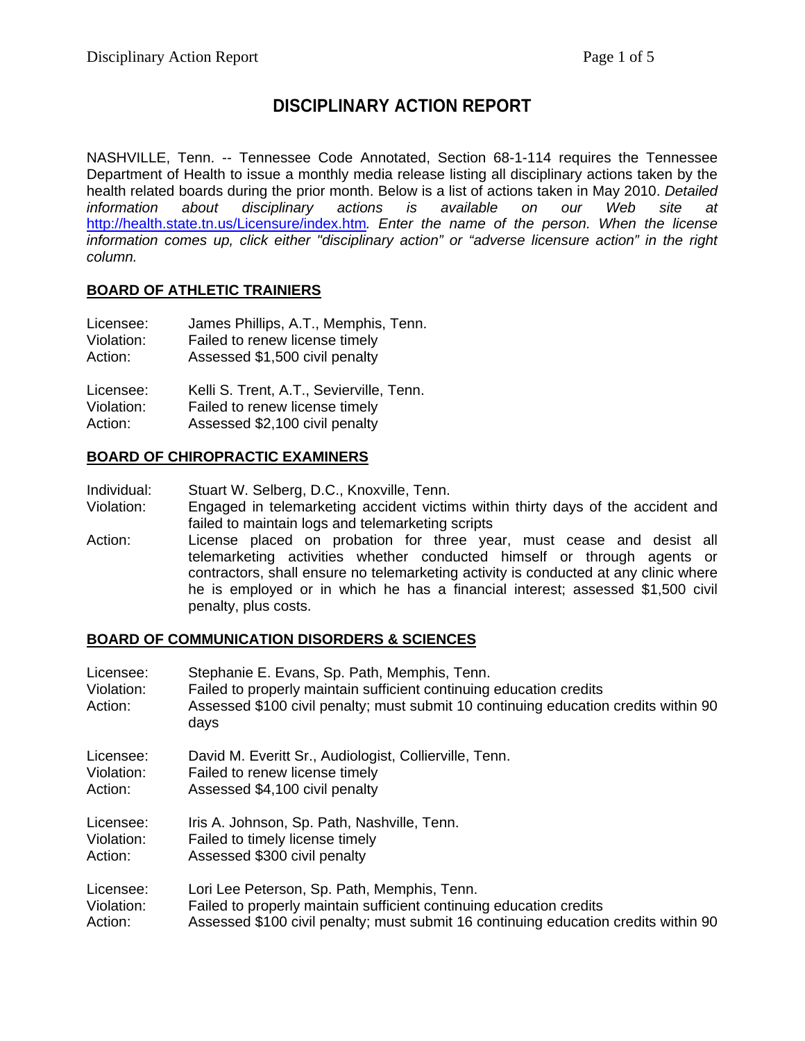# DISCIPLINARY ACTION REPORT

NASHVILLE, Tenn. -- Tennessee Code Annotated, Section 68-1-114 requires the Tennessee Department of Health to issue a monthly media release listing all disciplinary actions taken by the health related boards during the prior month. Below is a list of actions taken in May 2010. *Detailed information about disciplinary actions is available on our Web site at* http://health.state.tn.us/Licensure/index.htm*. Enter the name of the person. When the license information comes up, click either "disciplinary action" or "adverse licensure action" in the right column.*

## BOARD OF ATHLETIC TRAINERS

Licensee: James Phillips, A.T., Memphis, Tenn.
Violation: Failed to renew license timely
Action: Assessed $1,500 civil penalty

Licensee: Kelli S. Trent, A.T., Sevierville, Tenn.
Violation: Failed to renew license timely
Action: Assessed $2,100 civil penalty

## BOARD OF CHIROPRACTIC EXAMINERS

Individual: Stuart W. Selberg, D.C., Knoxville, Tenn.
Violation: Engaged in telemarketing accident victims within thirty days of the accident and failed to maintain logs and telemarketing scripts
Action: License placed on probation for three year, must cease and desist all telemarketing activities whether conducted himself or through agents or contractors, shall ensure no telemarketing activity is conducted at any clinic where he is employed or in which he has a financial interest; assessed $1,500 civil penalty, plus costs.

## BOARD OF COMMUNICATION DISORDERS & SCIENCES

Licensee: Stephanie E. Evans, Sp. Path, Memphis, Tenn.
Violation: Failed to properly maintain sufficient continuing education credits
Action: Assessed $100 civil penalty; must submit 10 continuing education credits within 90 days

Licensee: David M. Everitt Sr., Audiologist, Collierville, Tenn.
Violation: Failed to renew license timely
Action: Assessed $4,100 civil penalty

Licensee: Iris A. Johnson, Sp. Path, Nashville, Tenn.
Violation: Failed to timely license timely
Action: Assessed $300 civil penalty

Licensee: Lori Lee Peterson, Sp. Path, Memphis, Tenn.
Violation: Failed to properly maintain sufficient continuing education credits
Action: Assessed $100 civil penalty; must submit 16 continuing education credits within 90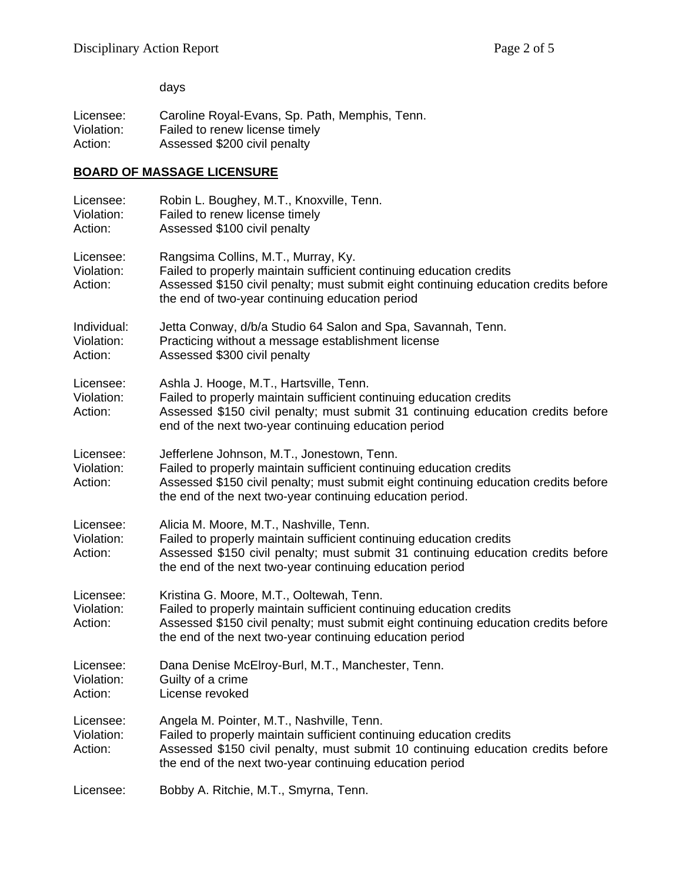days

Licensee: Caroline Royal-Evans, Sp. Path, Memphis, Tenn.
Violation: Failed to renew license timely
Action: Assessed $200 civil penalty

## BOARD OF MASSAGE LICENSURE

Licensee: Robin L. Boughey, M.T., Knoxville, Tenn.
Violation: Failed to renew license timely
Action: Assessed $100 civil penalty

Licensee: Rangsima Collins, M.T., Murray, Ky.
Violation: Failed to properly maintain sufficient continuing education credits
Action: Assessed $150 civil penalty; must submit eight continuing education credits before the end of two-year continuing education period

Individual: Jetta Conway, d/b/a Studio 64 Salon and Spa, Savannah, Tenn.
Violation: Practicing without a message establishment license
Action: Assessed $300 civil penalty

Licensee: Ashla J. Hooge, M.T., Hartsville, Tenn.
Violation: Failed to properly maintain sufficient continuing education credits
Action: Assessed $150 civil penalty; must submit 31 continuing education credits before end of the next two-year continuing education period

Licensee: Jefferlene Johnson, M.T., Jonestown, Tenn.
Violation: Failed to properly maintain sufficient continuing education credits
Action: Assessed $150 civil penalty; must submit eight continuing education credits before the end of the next two-year continuing education period.

Licensee: Alicia M. Moore, M.T., Nashville, Tenn.
Violation: Failed to properly maintain sufficient continuing education credits
Action: Assessed $150 civil penalty; must submit 31 continuing education credits before the end of the next two-year continuing education period

Licensee: Kristina G. Moore, M.T., Ooltewah, Tenn.
Violation: Failed to properly maintain sufficient continuing education credits
Action: Assessed $150 civil penalty; must submit eight continuing education credits before the end of the next two-year continuing education period

Licensee: Dana Denise McElroy-Burl, M.T., Manchester, Tenn.
Violation: Guilty of a crime
Action: License revoked

Licensee: Angela M. Pointer, M.T., Nashville, Tenn.
Violation: Failed to properly maintain sufficient continuing education credits
Action: Assessed $150 civil penalty, must submit 10 continuing education credits before the end of the next two-year continuing education period

Licensee: Bobby A. Ritchie, M.T., Smyrna, Tenn.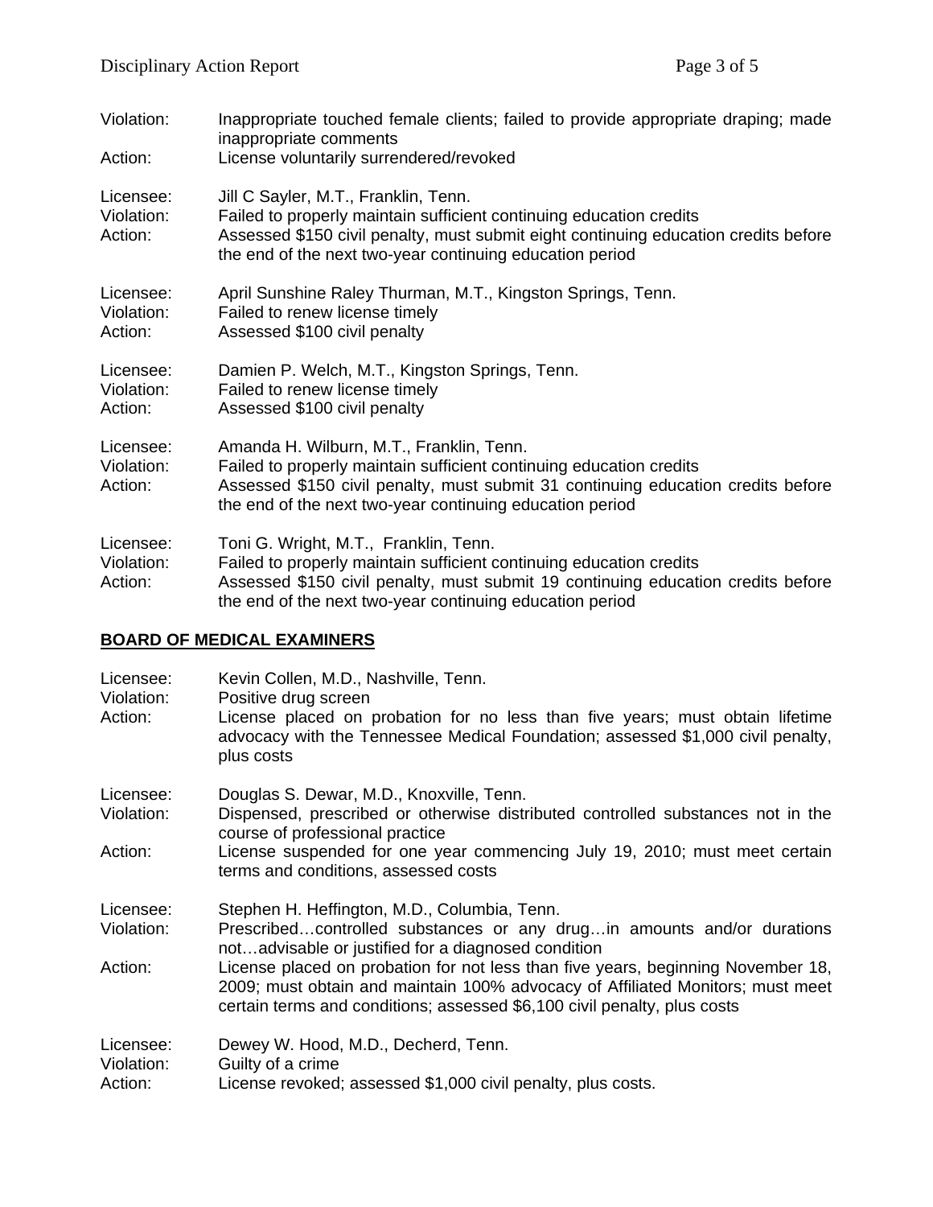Violation: Inappropriate touched female clients; failed to provide appropriate draping; made inappropriate comments
Action: License voluntarily surrendered/revoked

Licensee: Jill C Sayler, M.T., Franklin, Tenn.
Violation: Failed to properly maintain sufficient continuing education credits
Action: Assessed $150 civil penalty, must submit eight continuing education credits before the end of the next two-year continuing education period

Licensee: April Sunshine Raley Thurman, M.T., Kingston Springs, Tenn.
Violation: Failed to renew license timely
Action: Assessed $100 civil penalty

Licensee: Damien P. Welch, M.T., Kingston Springs, Tenn.
Violation: Failed to renew license timely
Action: Assessed $100 civil penalty

Licensee: Amanda H. Wilburn, M.T., Franklin, Tenn.
Violation: Failed to properly maintain sufficient continuing education credits
Action: Assessed $150 civil penalty, must submit 31 continuing education credits before the end of the next two-year continuing education period

Licensee: Toni G. Wright, M.T., Franklin, Tenn.
Violation: Failed to properly maintain sufficient continuing education credits
Action: Assessed $150 civil penalty, must submit 19 continuing education credits before the end of the next two-year continuing education period

## BOARD OF MEDICAL EXAMINERS

Licensee: Kevin Collen, M.D., Nashville, Tenn.
Violation: Positive drug screen
Action: License placed on probation for no less than five years; must obtain lifetime advocacy with the Tennessee Medical Foundation; assessed $1,000 civil penalty, plus costs

Licensee: Douglas S. Dewar, M.D., Knoxville, Tenn.
Violation: Dispensed, prescribed or otherwise distributed controlled substances not in the course of professional practice
Action: License suspended for one year commencing July 19, 2010; must meet certain terms and conditions, assessed costs

Licensee: Stephen H. Heffington, M.D., Columbia, Tenn.
Violation: Prescribed…controlled substances or any drug…in amounts and/or durations not…advisable or justified for a diagnosed condition
Action: License placed on probation for not less than five years, beginning November 18, 2009; must obtain and maintain 100% advocacy of Affiliated Monitors; must meet certain terms and conditions; assessed $6,100 civil penalty, plus costs

Licensee: Dewey W. Hood, M.D., Decherd, Tenn.
Violation: Guilty of a crime
Action: License revoked; assessed $1,000 civil penalty, plus costs.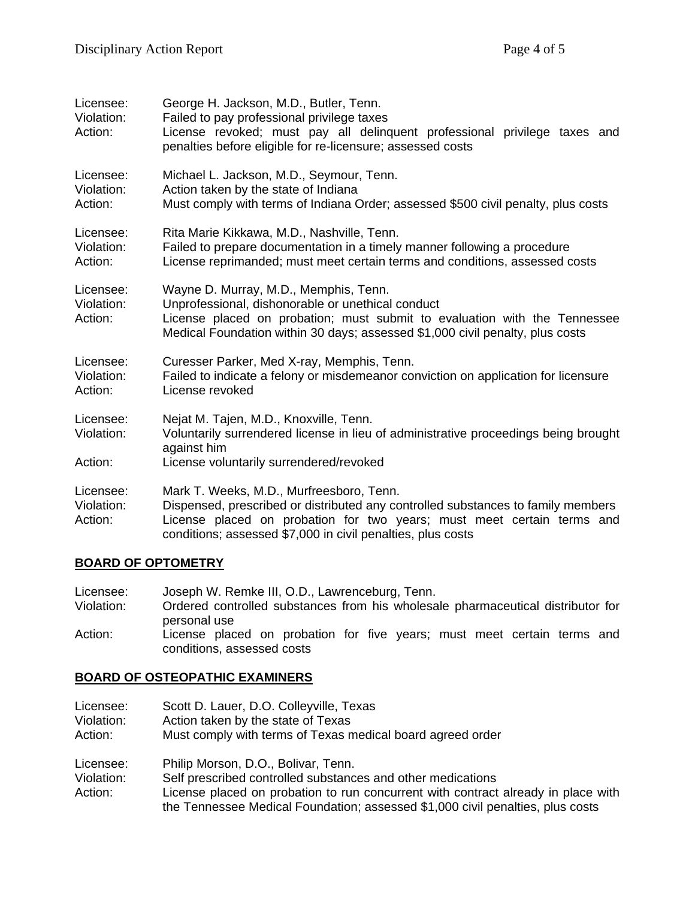Licensee: George H. Jackson, M.D., Butler, Tenn.
Violation: Failed to pay professional privilege taxes
Action: License revoked; must pay all delinquent professional privilege taxes and penalties before eligible for re-licensure; assessed costs

Licensee: Michael L. Jackson, M.D., Seymour, Tenn.
Violation: Action taken by the state of Indiana
Action: Must comply with terms of Indiana Order; assessed $500 civil penalty, plus costs

Licensee: Rita Marie Kikkawa, M.D., Nashville, Tenn.
Violation: Failed to prepare documentation in a timely manner following a procedure
Action: License reprimanded; must meet certain terms and conditions, assessed costs

Licensee: Wayne D. Murray, M.D., Memphis, Tenn.
Violation: Unprofessional, dishonorable or unethical conduct
Action: License placed on probation; must submit to evaluation with the Tennessee Medical Foundation within 30 days; assessed $1,000 civil penalty, plus costs

Licensee: Curesser Parker, Med X-ray, Memphis, Tenn.
Violation: Failed to indicate a felony or misdemeanor conviction on application for licensure
Action: License revoked

Licensee: Nejat M. Tajen, M.D., Knoxville, Tenn.
Violation: Voluntarily surrendered license in lieu of administrative proceedings being brought against him
Action: License voluntarily surrendered/revoked

Licensee: Mark T. Weeks, M.D., Murfreesboro, Tenn.
Violation: Dispensed, prescribed or distributed any controlled substances to family members
Action: License placed on probation for two years; must meet certain terms and conditions; assessed $7,000 in civil penalties, plus costs

## BOARD OF OPTOMETRY

Licensee: Joseph W. Remke III, O.D., Lawrenceburg, Tenn.
Violation: Ordered controlled substances from his wholesale pharmaceutical distributor for personal use
Action: License placed on probation for five years; must meet certain terms and conditions, assessed costs

## BOARD OF OSTEOPATHIC EXAMINERS

Licensee: Scott D. Lauer, D.O. Colleyville, Texas
Violation: Action taken by the state of Texas
Action: Must comply with terms of Texas medical board agreed order

Licensee: Philip Morson, D.O., Bolivar, Tenn.
Violation: Self prescribed controlled substances and other medications
Action: License placed on probation to run concurrent with contract already in place with the Tennessee Medical Foundation; assessed $1,000 civil penalties, plus costs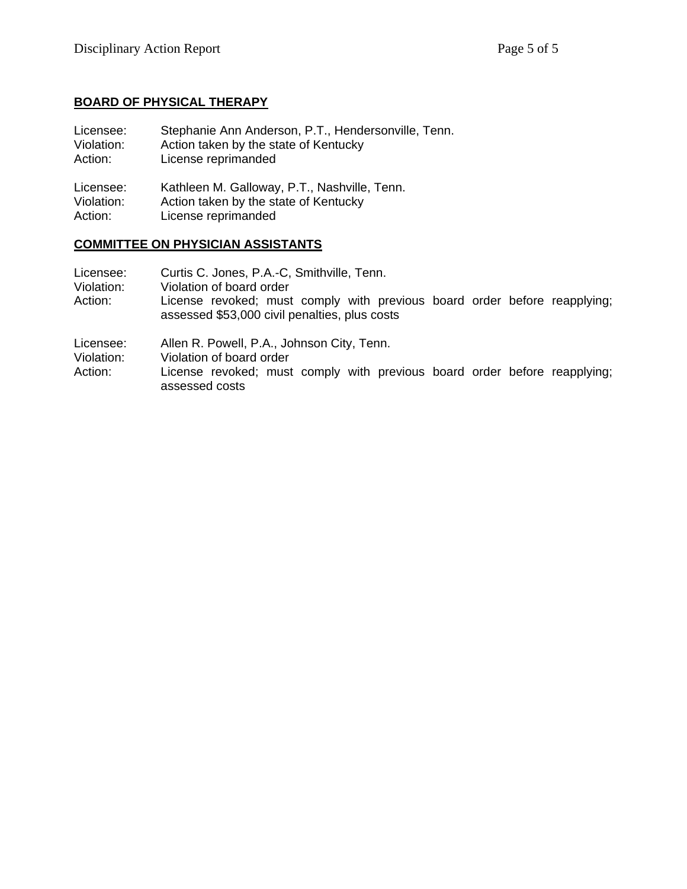## BOARD OF PHYSICAL THERAPY

Licensee: Stephanie Ann Anderson, P.T., Hendersonville, Tenn.
Violation: Action taken by the state of Kentucky
Action: License reprimanded

Licensee: Kathleen M. Galloway, P.T., Nashville, Tenn.
Violation: Action taken by the state of Kentucky
Action: License reprimanded

## COMMITTEE ON PHYSICIAN ASSISTANTS

Licensee: Curtis C. Jones, P.A.-C, Smithville, Tenn.
Violation: Violation of board order
Action: License revoked; must comply with previous board order before reapplying; assessed $53,000 civil penalties, plus costs

Licensee: Allen R. Powell, P.A., Johnson City, Tenn.
Violation: Violation of board order
Action: License revoked; must comply with previous board order before reapplying; assessed costs